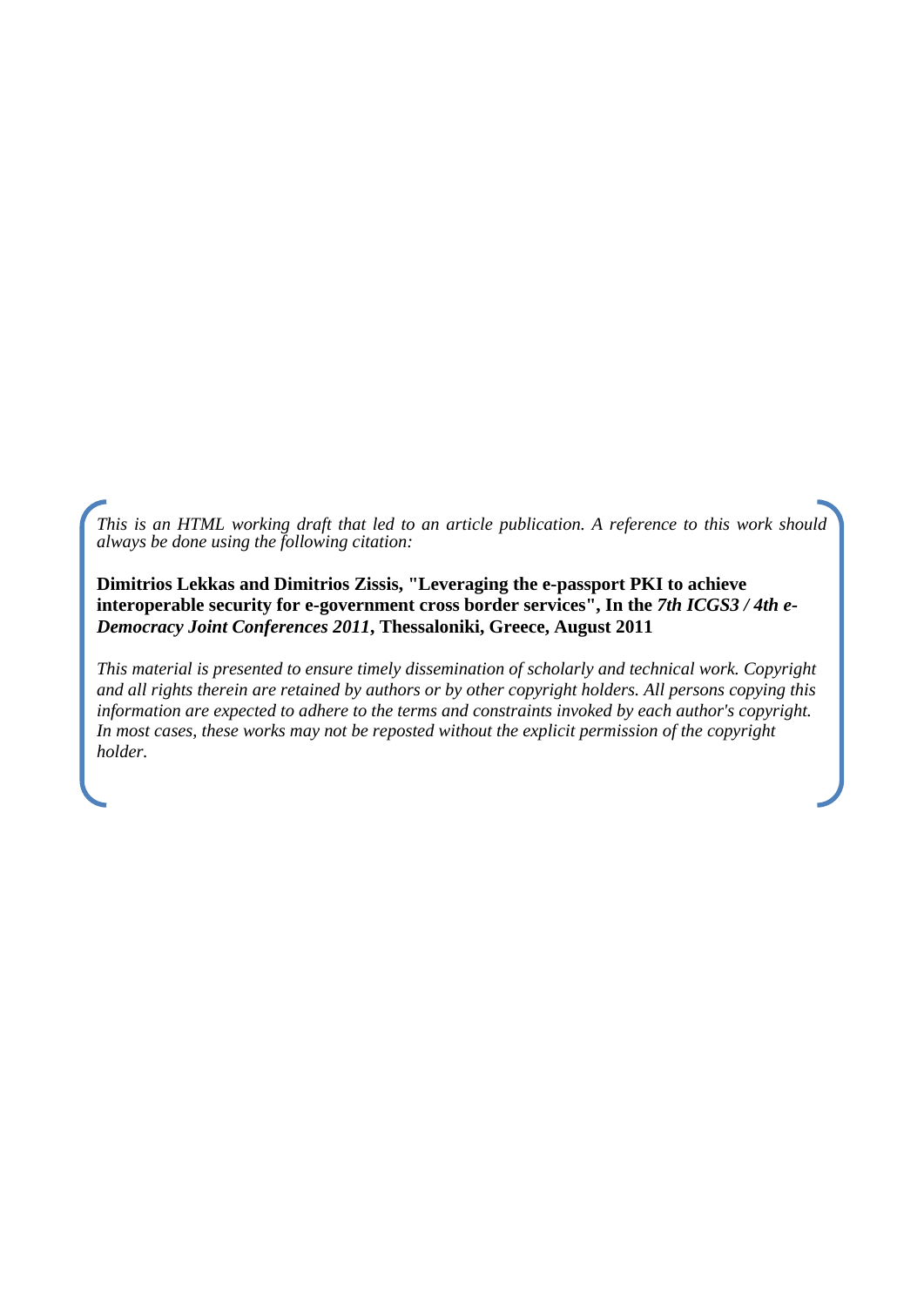*This is an HTML working draft that led to an article publication. A reference to this work should always be done using the following citation:*

**Dimitrios Lekkas and Dimitrios Zissis, "Leveraging the e-passport PKI to achieve interoperable security for e-government cross border services", In the *7th ICGS3 / 4th e-Democracy Joint Conferences 2011*, Thessaloniki, Greece, August 2011**

*This material is presented to ensure timely dissemination of scholarly and technical work. Copyright and all rights therein are retained by authors or by other copyright holders. All persons copying this information are expected to adhere to the terms and constraints invoked by each author's copyright. In most cases, these works may not be reposted without the explicit permission of the copyright holder.*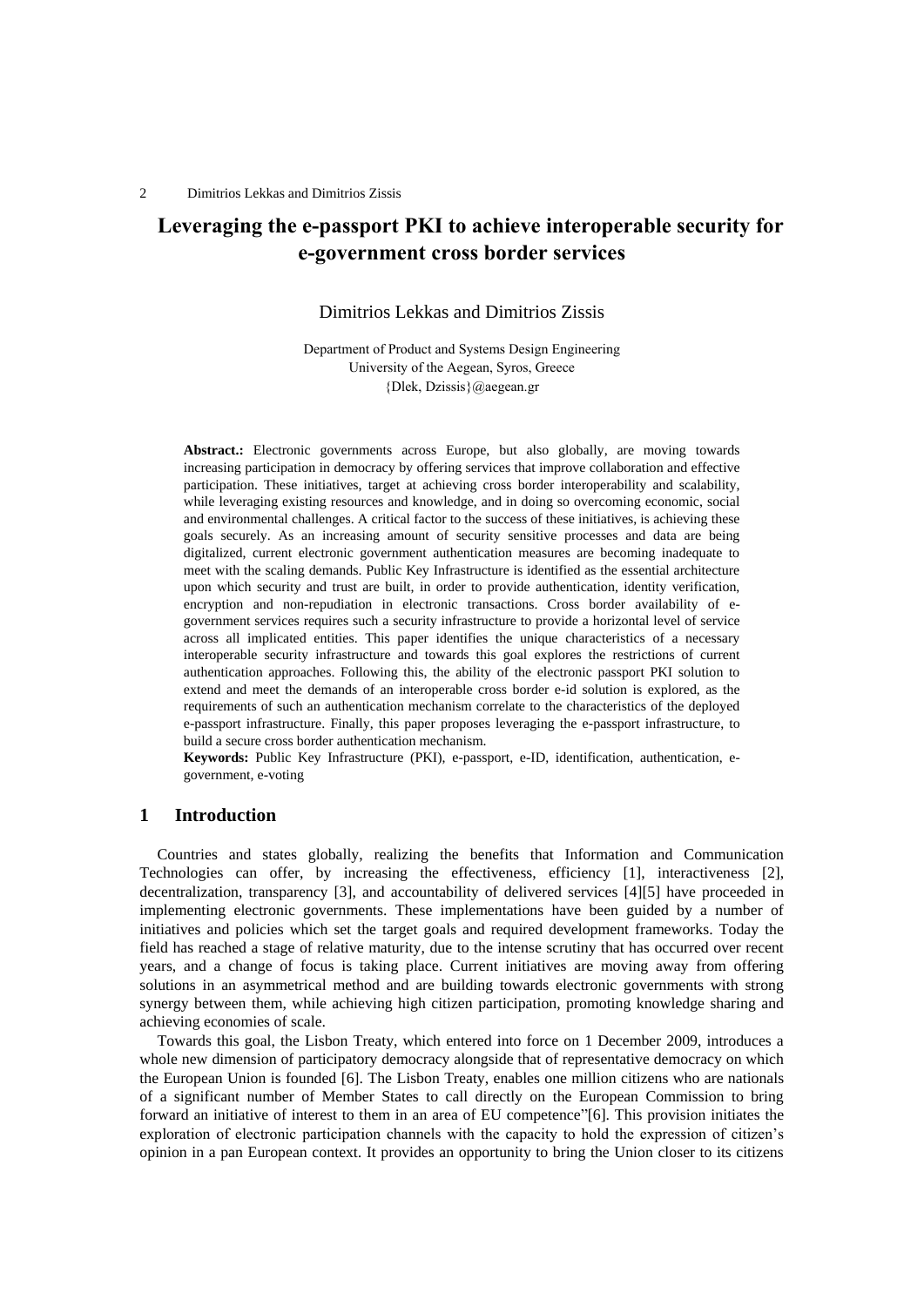# Leveraging the e-passport PKI to achieve interoperable security for e-government cross border services

Dimitrios Lekkas and Dimitrios Zissis

Department of Product and Systems Design Engineering
University of the Aegean, Syros, Greece
{Dlek, Dzissis}@aegean.gr

**Abstract.:** Electronic governments across Europe, but also globally, are moving towards increasing participation in democracy by offering services that improve collaboration and effective participation. These initiatives, target at achieving cross border interoperability and scalability, while leveraging existing resources and knowledge, and in doing so overcoming economic, social and environmental challenges. A critical factor to the success of these initiatives, is achieving these goals securely. As an increasing amount of security sensitive processes and data are being digitalized, current electronic government authentication measures are becoming inadequate to meet with the scaling demands. Public Key Infrastructure is identified as the essential architecture upon which security and trust are built, in order to provide authentication, identity verification, encryption and non-repudiation in electronic transactions. Cross border availability of e-government services requires such a security infrastructure to provide a horizontal level of service across all implicated entities. This paper identifies the unique characteristics of a necessary interoperable security infrastructure and towards this goal explores the restrictions of current authentication approaches. Following this, the ability of the electronic passport PKI solution to extend and meet the demands of an interoperable cross border e-id solution is explored, as the requirements of such an authentication mechanism correlate to the characteristics of the deployed e-passport infrastructure. Finally, this paper proposes leveraging the e-passport infrastructure, to build a secure cross border authentication mechanism.

**Keywords:** Public Key Infrastructure (PKI), e-passport, e-ID, identification, authentication, e-government, e-voting

## 1 Introduction

Countries and states globally, realizing the benefits that Information and Communication Technologies can offer, by increasing the effectiveness, efficiency [1], interactiveness [2], decentralization, transparency [3], and accountability of delivered services [4][5] have proceeded in implementing electronic governments. These implementations have been guided by a number of initiatives and policies which set the target goals and required development frameworks. Today the field has reached a stage of relative maturity, due to the intense scrutiny that has occurred over recent years, and a change of focus is taking place. Current initiatives are moving away from offering solutions in an asymmetrical method and are building towards electronic governments with strong synergy between them, while achieving high citizen participation, promoting knowledge sharing and achieving economies of scale.

Towards this goal, the Lisbon Treaty, which entered into force on 1 December 2009, introduces a whole new dimension of participatory democracy alongside that of representative democracy on which the European Union is founded [6]. The Lisbon Treaty, enables one million citizens who are nationals of a significant number of Member States to call directly on the European Commission to bring forward an initiative of interest to them in an area of EU competence"[6]. This provision initiates the exploration of electronic participation channels with the capacity to hold the expression of citizen's opinion in a pan European context. It provides an opportunity to bring the Union closer to its citizens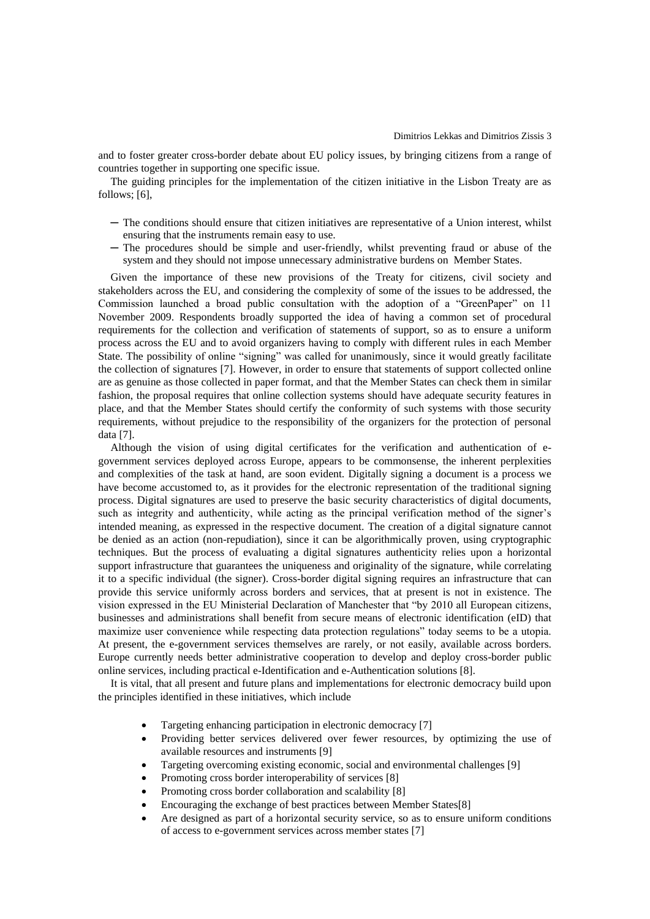and to foster greater cross-border debate about EU policy issues, by bringing citizens from a range of countries together in supporting one specific issue.

The guiding principles for the implementation of the citizen initiative in the Lisbon Treaty are as follows; [6],

- The conditions should ensure that citizen initiatives are representative of a Union interest, whilst ensuring that the instruments remain easy to use.
- The procedures should be simple and user-friendly, whilst preventing fraud or abuse of the system and they should not impose unnecessary administrative burdens on Member States.

Given the importance of these new provisions of the Treaty for citizens, civil society and stakeholders across the EU, and considering the complexity of some of the issues to be addressed, the Commission launched a broad public consultation with the adoption of a "GreenPaper" on 11 November 2009. Respondents broadly supported the idea of having a common set of procedural requirements for the collection and verification of statements of support, so as to ensure a uniform process across the EU and to avoid organizers having to comply with different rules in each Member State. The possibility of online "signing" was called for unanimously, since it would greatly facilitate the collection of signatures [7]. However, in order to ensure that statements of support collected online are as genuine as those collected in paper format, and that the Member States can check them in similar fashion, the proposal requires that online collection systems should have adequate security features in place, and that the Member States should certify the conformity of such systems with those security requirements, without prejudice to the responsibility of the organizers for the protection of personal data [7].

Although the vision of using digital certificates for the verification and authentication of e-government services deployed across Europe, appears to be commonsense, the inherent perplexities and complexities of the task at hand, are soon evident. Digitally signing a document is a process we have become accustomed to, as it provides for the electronic representation of the traditional signing process. Digital signatures are used to preserve the basic security characteristics of digital documents, such as integrity and authenticity, while acting as the principal verification method of the signer's intended meaning, as expressed in the respective document. The creation of a digital signature cannot be denied as an action (non-repudiation), since it can be algorithmically proven, using cryptographic techniques. But the process of evaluating a digital signatures authenticity relies upon a horizontal support infrastructure that guarantees the uniqueness and originality of the signature, while correlating it to a specific individual (the signer). Cross-border digital signing requires an infrastructure that can provide this service uniformly across borders and services, that at present is not in existence. The vision expressed in the EU Ministerial Declaration of Manchester that "by 2010 all European citizens, businesses and administrations shall benefit from secure means of electronic identification (eID) that maximize user convenience while respecting data protection regulations" today seems to be a utopia. At present, the e-government services themselves are rarely, or not easily, available across borders. Europe currently needs better administrative cooperation to develop and deploy cross-border public online services, including practical e-Identification and e-Authentication solutions [8].

It is vital, that all present and future plans and implementations for electronic democracy build upon the principles identified in these initiatives, which include

- Targeting enhancing participation in electronic democracy [7]
- Providing better services delivered over fewer resources, by optimizing the use of available resources and instruments [9]
- Targeting overcoming existing economic, social and environmental challenges [9]
- Promoting cross border interoperability of services [8]
- Promoting cross border collaboration and scalability [8]
- Encouraging the exchange of best practices between Member States[8]
- Are designed as part of a horizontal security service, so as to ensure uniform conditions of access to e-government services across member states [7]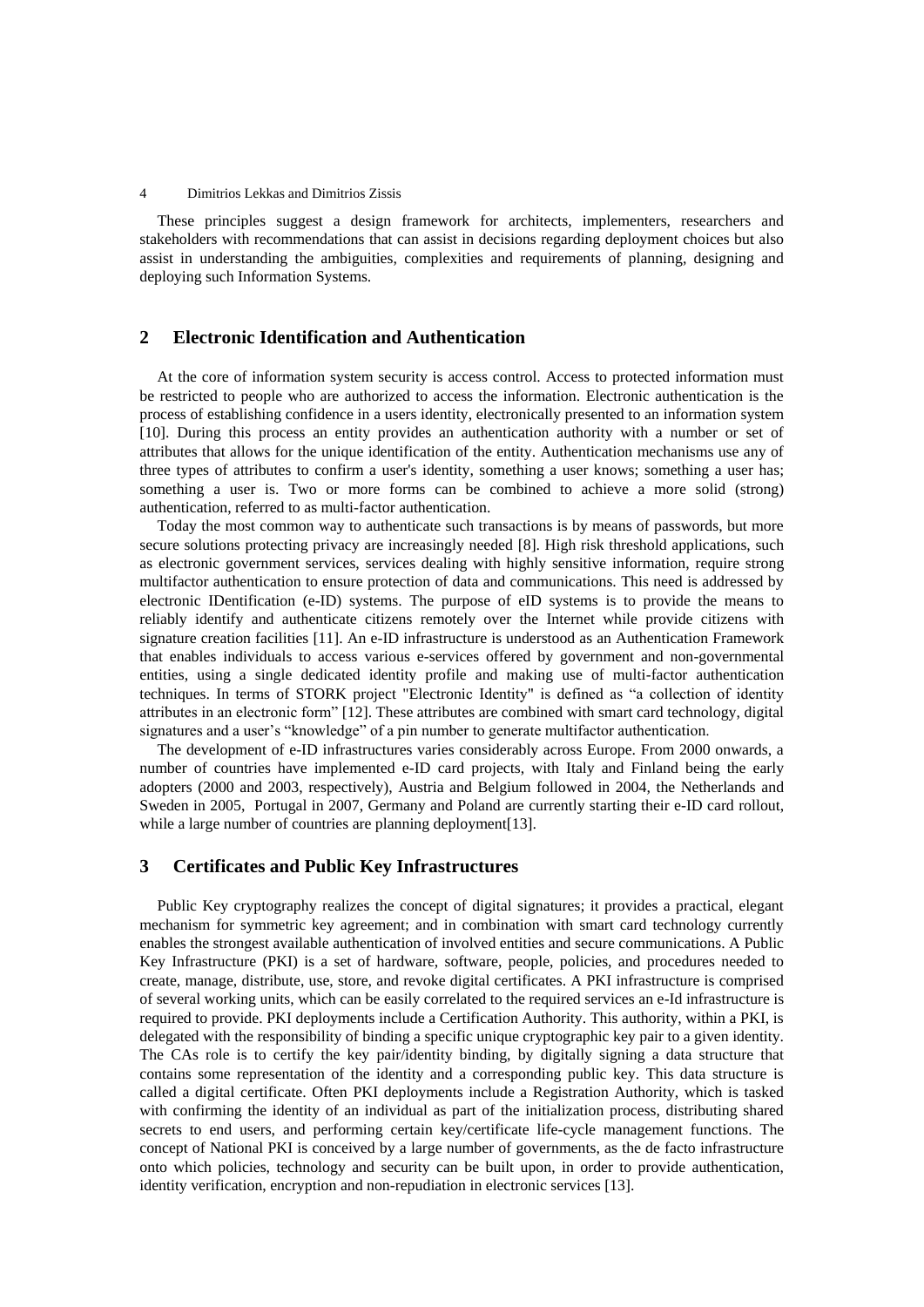These principles suggest a design framework for architects, implementers, researchers and stakeholders with recommendations that can assist in decisions regarding deployment choices but also assist in understanding the ambiguities, complexities and requirements of planning, designing and deploying such Information Systems.

## 2 Electronic Identification and Authentication

At the core of information system security is access control. Access to protected information must be restricted to people who are authorized to access the information. Electronic authentication is the process of establishing confidence in a users identity, electronically presented to an information system [10]. During this process an entity provides an authentication authority with a number or set of attributes that allows for the unique identification of the entity. Authentication mechanisms use any of three types of attributes to confirm a user's identity, something a user knows; something a user has; something a user is. Two or more forms can be combined to achieve a more solid (strong) authentication, referred to as multi-factor authentication.

Today the most common way to authenticate such transactions is by means of passwords, but more secure solutions protecting privacy are increasingly needed [8]. High risk threshold applications, such as electronic government services, services dealing with highly sensitive information, require strong multifactor authentication to ensure protection of data and communications. This need is addressed by electronic IDentification (e-ID) systems. The purpose of eID systems is to provide the means to reliably identify and authenticate citizens remotely over the Internet while provide citizens with signature creation facilities [11]. An e-ID infrastructure is understood as an Authentication Framework that enables individuals to access various e-services offered by government and non-governmental entities, using a single dedicated identity profile and making use of multi-factor authentication techniques. In terms of STORK project "Electronic Identity" is defined as "a collection of identity attributes in an electronic form" [12]. These attributes are combined with smart card technology, digital signatures and a user's "knowledge" of a pin number to generate multifactor authentication.

The development of e-ID infrastructures varies considerably across Europe. From 2000 onwards, a number of countries have implemented e-ID card projects, with Italy and Finland being the early adopters (2000 and 2003, respectively), Austria and Belgium followed in 2004, the Netherlands and Sweden in 2005, Portugal in 2007, Germany and Poland are currently starting their e-ID card rollout, while a large number of countries are planning deployment[13].

## 3 Certificates and Public Key Infrastructures

Public Key cryptography realizes the concept of digital signatures; it provides a practical, elegant mechanism for symmetric key agreement; and in combination with smart card technology currently enables the strongest available authentication of involved entities and secure communications. A Public Key Infrastructure (PKI) is a set of hardware, software, people, policies, and procedures needed to create, manage, distribute, use, store, and revoke digital certificates. A PKI infrastructure is comprised of several working units, which can be easily correlated to the required services an e-Id infrastructure is required to provide. PKI deployments include a Certification Authority. This authority, within a PKI, is delegated with the responsibility of binding a specific unique cryptographic key pair to a given identity. The CAs role is to certify the key pair/identity binding, by digitally signing a data structure that contains some representation of the identity and a corresponding public key. This data structure is called a digital certificate. Often PKI deployments include a Registration Authority, which is tasked with confirming the identity of an individual as part of the initialization process, distributing shared secrets to end users, and performing certain key/certificate life-cycle management functions. The concept of National PKI is conceived by a large number of governments, as the de facto infrastructure onto which policies, technology and security can be built upon, in order to provide authentication, identity verification, encryption and non-repudiation in electronic services [13].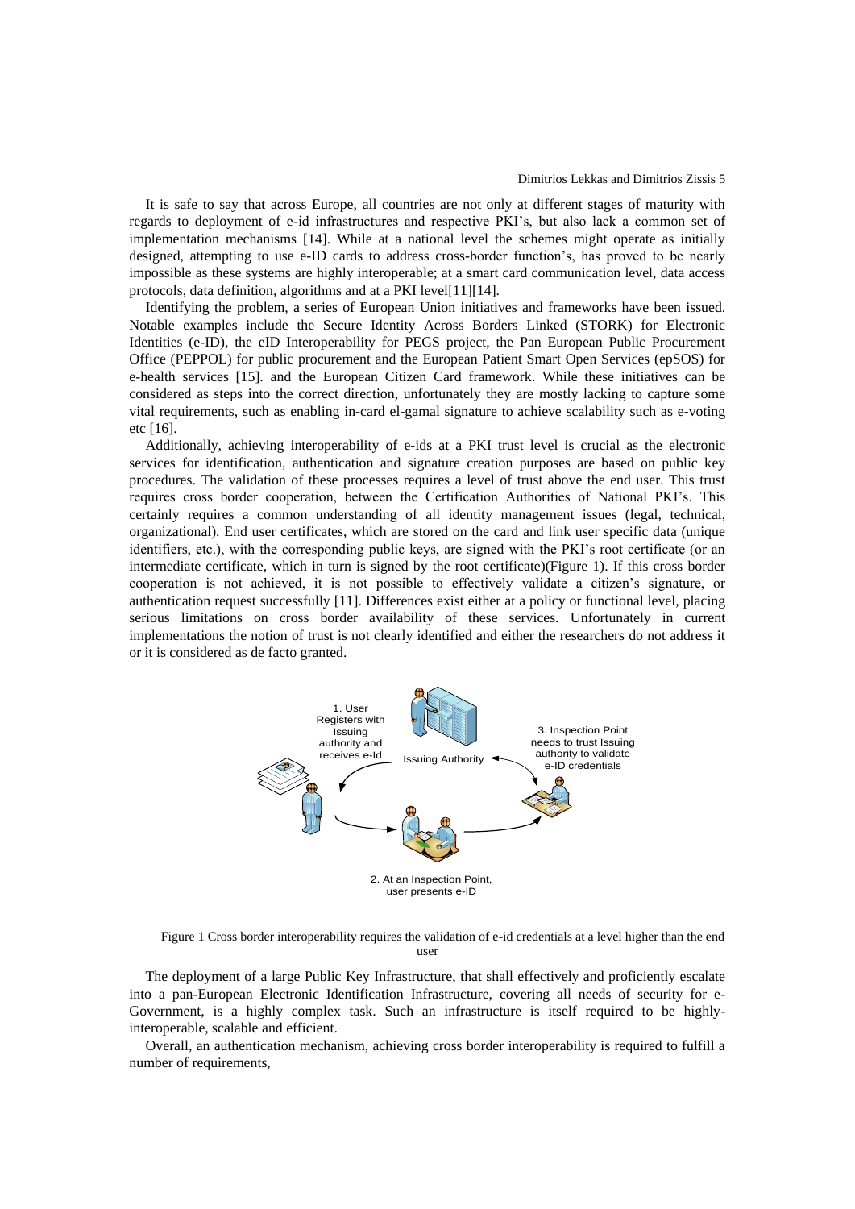It is safe to say that across Europe, all countries are not only at different stages of maturity with regards to deployment of e-id infrastructures and respective PKI's, but also lack a common set of implementation mechanisms [14]. While at a national level the schemes might operate as initially designed, attempting to use e-ID cards to address cross-border function's, has proved to be nearly impossible as these systems are highly interoperable; at a smart card communication level, data access protocols, data definition, algorithms and at a PKI level[11][14].

Identifying the problem, a series of European Union initiatives and frameworks have been issued. Notable examples include the Secure Identity Across Borders Linked (STORK) for Electronic Identities (e-ID), the eID Interoperability for PEGS project, the Pan European Public Procurement Office (PEPPOL) for public procurement and the European Patient Smart Open Services (epSOS) for e-health services [15]. and the European Citizen Card framework. While these initiatives can be considered as steps into the correct direction, unfortunately they are mostly lacking to capture some vital requirements, such as enabling in-card el-gamal signature to achieve scalability such as e-voting etc [16].

Additionally, achieving interoperability of e-ids at a PKI trust level is crucial as the electronic services for identification, authentication and signature creation purposes are based on public key procedures. The validation of these processes requires a level of trust above the end user. This trust requires cross border cooperation, between the Certification Authorities of National PKI's. This certainly requires a common understanding of all identity management issues (legal, technical, organizational). End user certificates, which are stored on the card and link user specific data (unique identifiers, etc.), with the corresponding public keys, are signed with the PKI's root certificate (or an intermediate certificate, which in turn is signed by the root certificate)(Figure 1). If this cross border cooperation is not achieved, it is not possible to effectively validate a citizen's signature, or authentication request successfully [11]. Differences exist either at a policy or functional level, placing serious limitations on cross border availability of these services. Unfortunately in current implementations the notion of trust is not clearly identified and either the researchers do not address it or it is considered as de facto granted.

1. User Registers with Issuing authority and receives e-Id

Issuing Authority

3. Inspection Point needs to trust Issuing authority to validate e-ID credentials

2. At an Inspection Point, user presents e-ID

Figure 1 Cross border interoperability requires the validation of e-id credentials at a level higher than the end user

The deployment of a large Public Key Infrastructure, that shall effectively and proficiently escalate into a pan-European Electronic Identification Infrastructure, covering all needs of security for e-Government, is a highly complex task. Such an infrastructure is itself required to be highly-interoperable, scalable and efficient.

Overall, an authentication mechanism, achieving cross border interoperability is required to fulfill a number of requirements,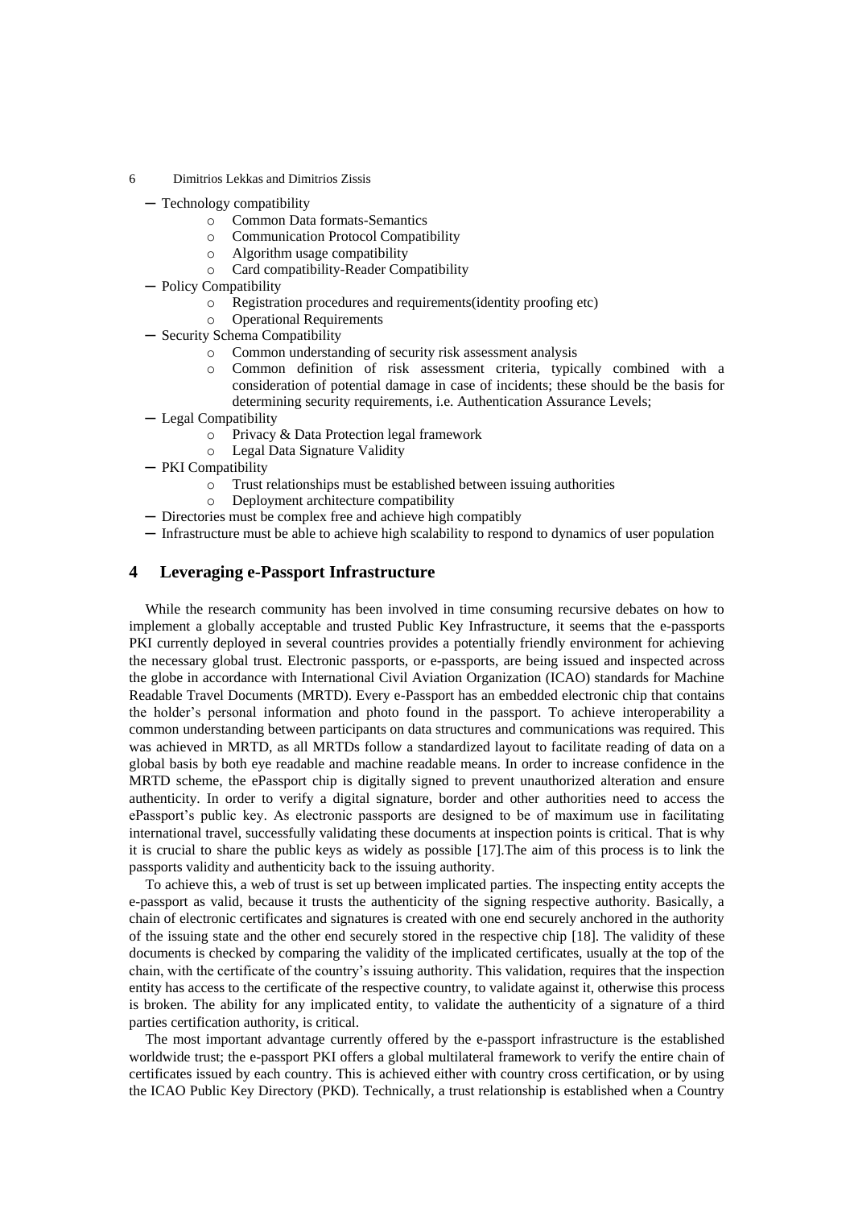- Technology compatibility
  - Common Data formats-Semantics
  - Communication Protocol Compatibility
  - Algorithm usage compatibility
  - Card compatibility-Reader Compatibility
- Policy Compatibility
  - Registration procedures and requirements(identity proofing etc)
  - Operational Requirements
- Security Schema Compatibility
  - Common understanding of security risk assessment analysis
  - Common definition of risk assessment criteria, typically combined with a consideration of potential damage in case of incidents; these should be the basis for determining security requirements, i.e. Authentication Assurance Levels;
- Legal Compatibility
  - Privacy & Data Protection legal framework
  - Legal Data Signature Validity
- PKI Compatibility
  - Trust relationships must be established between issuing authorities
  - Deployment architecture compatibility
- Directories must be complex free and achieve high compatibly
- Infrastructure must be able to achieve high scalability to respond to dynamics of user population

## 4 Leveraging e-Passport Infrastructure

While the research community has been involved in time consuming recursive debates on how to implement a globally acceptable and trusted Public Key Infrastructure, it seems that the e-passports PKI currently deployed in several countries provides a potentially friendly environment for achieving the necessary global trust. Electronic passports, or e-passports, are being issued and inspected across the globe in accordance with International Civil Aviation Organization (ICAO) standards for Machine Readable Travel Documents (MRTD). Every e-Passport has an embedded electronic chip that contains the holder's personal information and photo found in the passport. To achieve interoperability a common understanding between participants on data structures and communications was required. This was achieved in MRTD, as all MRTDs follow a standardized layout to facilitate reading of data on a global basis by both eye readable and machine readable means. In order to increase confidence in the MRTD scheme, the ePassport chip is digitally signed to prevent unauthorized alteration and ensure authenticity. In order to verify a digital signature, border and other authorities need to access the ePassport's public key. As electronic passports are designed to be of maximum use in facilitating international travel, successfully validating these documents at inspection points is critical. That is why it is crucial to share the public keys as widely as possible [17].The aim of this process is to link the passports validity and authenticity back to the issuing authority.

To achieve this, a web of trust is set up between implicated parties. The inspecting entity accepts the e-passport as valid, because it trusts the authenticity of the signing respective authority. Basically, a chain of electronic certificates and signatures is created with one end securely anchored in the authority of the issuing state and the other end securely stored in the respective chip [18]. The validity of these documents is checked by comparing the validity of the implicated certificates, usually at the top of the chain, with the certificate of the country's issuing authority. This validation, requires that the inspection entity has access to the certificate of the respective country, to validate against it, otherwise this process is broken. The ability for any implicated entity, to validate the authenticity of a signature of a third parties certification authority, is critical.

The most important advantage currently offered by the e-passport infrastructure is the established worldwide trust; the e-passport PKI offers a global multilateral framework to verify the entire chain of certificates issued by each country. This is achieved either with country cross certification, or by using the ICAO Public Key Directory (PKD). Technically, a trust relationship is established when a Country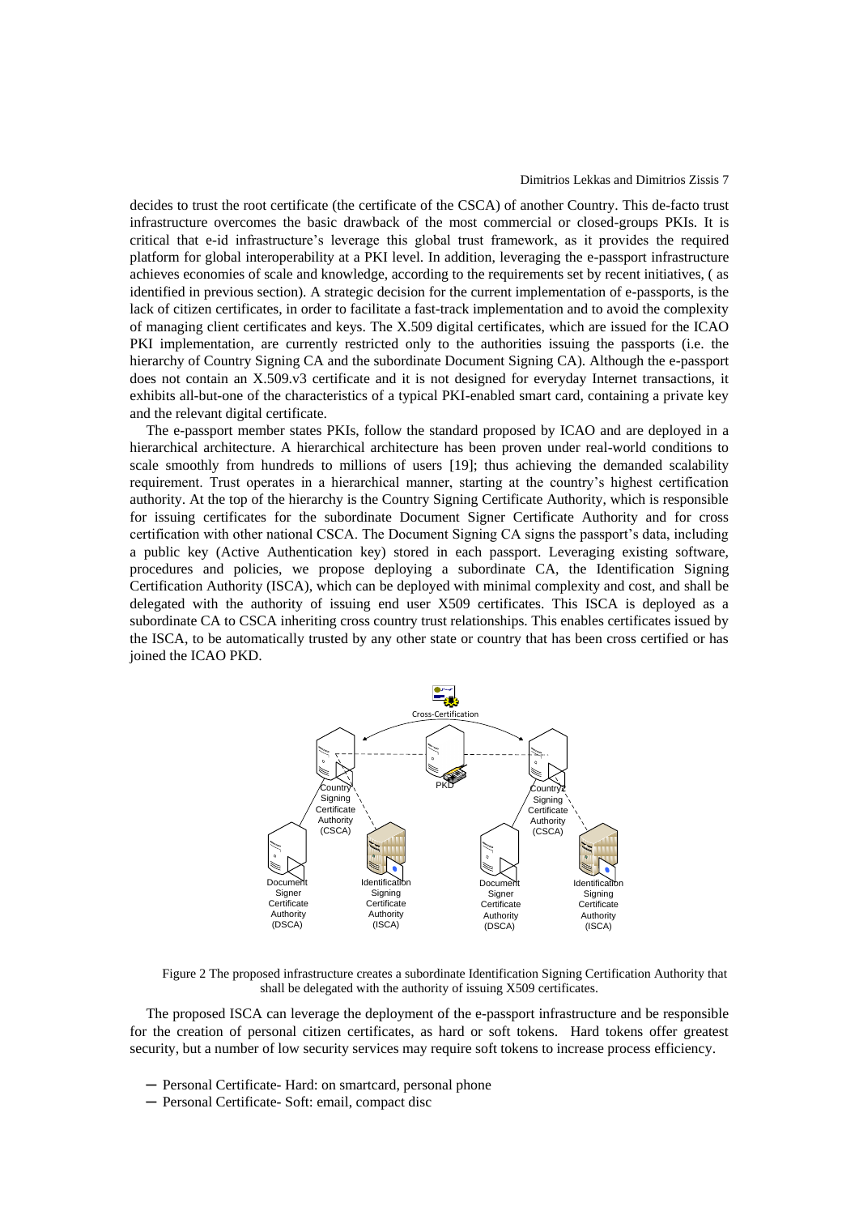decides to trust the root certificate (the certificate of the CSCA) of another Country. This de-facto trust infrastructure overcomes the basic drawback of the most commercial or closed-groups PKIs. It is critical that e-id infrastructure's leverage this global trust framework, as it provides the required platform for global interoperability at a PKI level. In addition, leveraging the e-passport infrastructure achieves economies of scale and knowledge, according to the requirements set by recent initiatives, ( as identified in previous section). A strategic decision for the current implementation of e-passports, is the lack of citizen certificates, in order to facilitate a fast-track implementation and to avoid the complexity of managing client certificates and keys. The X.509 digital certificates, which are issued for the ICAO PKI implementation, are currently restricted only to the authorities issuing the passports (i.e. the hierarchy of Country Signing CA and the subordinate Document Signing CA). Although the e-passport does not contain an X.509.v3 certificate and it is not designed for everyday Internet transactions, it exhibits all-but-one of the characteristics of a typical PKI-enabled smart card, containing a private key and the relevant digital certificate.

The e-passport member states PKIs, follow the standard proposed by ICAO and are deployed in a hierarchical architecture. A hierarchical architecture has been proven under real-world conditions to scale smoothly from hundreds to millions of users [19]; thus achieving the demanded scalability requirement. Trust operates in a hierarchical manner, starting at the country's highest certification authority. At the top of the hierarchy is the Country Signing Certificate Authority, which is responsible for issuing certificates for the subordinate Document Signer Certificate Authority and for cross certification with other national CSCA. The Document Signing CA signs the passport's data, including a public key (Active Authentication key) stored in each passport. Leveraging existing software, procedures and policies, we propose deploying a subordinate CA, the Identification Signing Certification Authority (ISCA), which can be deployed with minimal complexity and cost, and shall be delegated with the authority of issuing end user X509 certificates. This ISCA is deployed as a subordinate CA to CSCA inheriting cross country trust relationships. This enables certificates issued by the ISCA, to be automatically trusted by any other state or country that has been cross certified or has joined the ICAO PKD.

Cross-Certification

PKD

Country Signing Certificate Authority (CSCA)

Country2 Signing Certificate Authority (CSCA)

Document Signer Certificate Authority (DSCA)

Identification Signing Certificate Authority (ISCA)

Document Signer Certificate Authority (DSCA)

Identification Signing Certificate Authority (ISCA)

Figure 2 The proposed infrastructure creates a subordinate Identification Signing Certification Authority that shall be delegated with the authority of issuing X509 certificates.

The proposed ISCA can leverage the deployment of the e-passport infrastructure and be responsible for the creation of personal citizen certificates, as hard or soft tokens. Hard tokens offer greatest security, but a number of low security services may require soft tokens to increase process efficiency.

- Personal Certificate- Hard: on smartcard, personal phone
- Personal Certificate- Soft: email, compact disc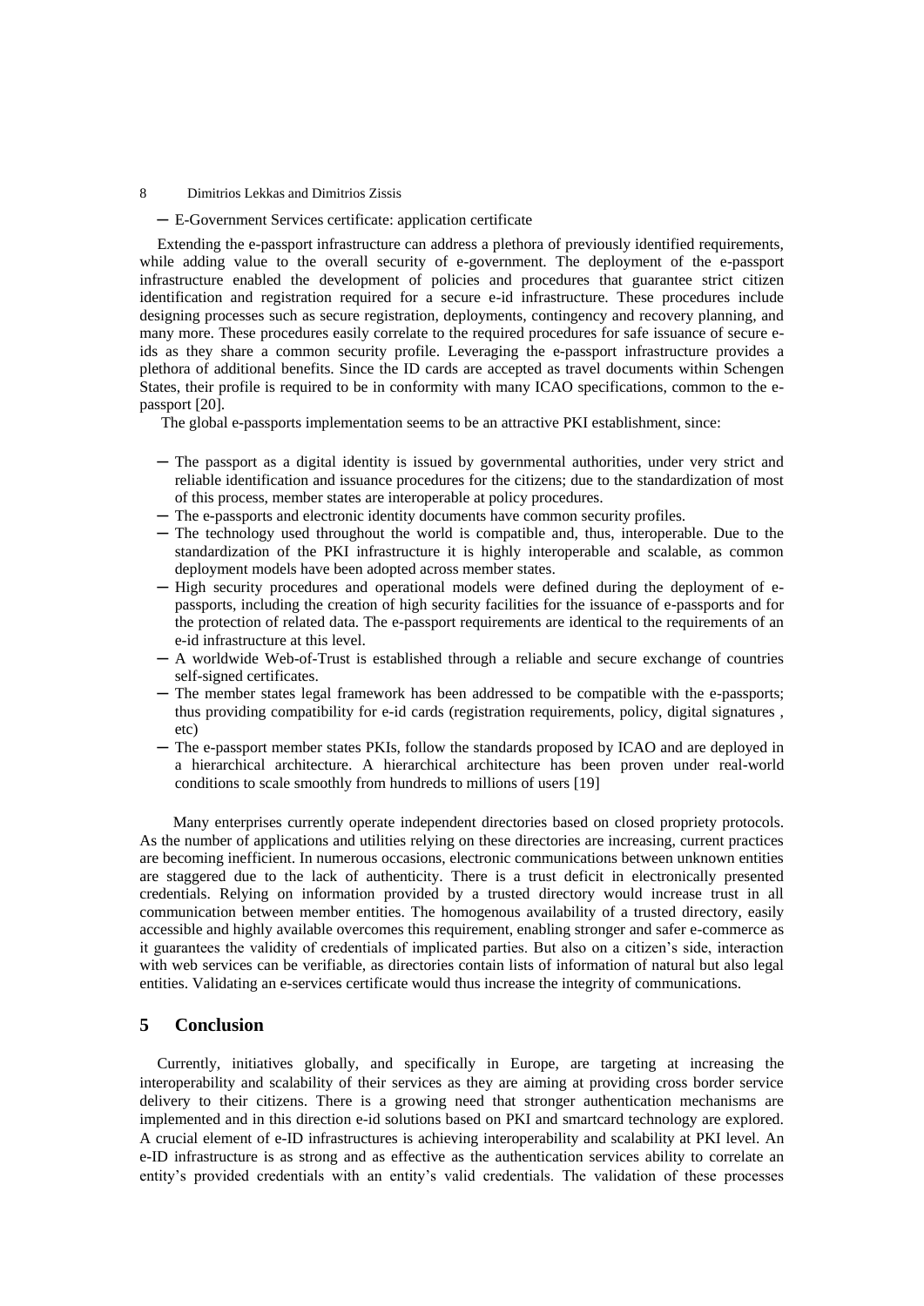- E-Government Services certificate: application certificate

Extending the e-passport infrastructure can address a plethora of previously identified requirements, while adding value to the overall security of e-government. The deployment of the e-passport infrastructure enabled the development of policies and procedures that guarantee strict citizen identification and registration required for a secure e-id infrastructure. These procedures include designing processes such as secure registration, deployments, contingency and recovery planning, and many more. These procedures easily correlate to the required procedures for safe issuance of secure e-ids as they share a common security profile. Leveraging the e-passport infrastructure provides a plethora of additional benefits. Since the ID cards are accepted as travel documents within Schengen States, their profile is required to be in conformity with many ICAO specifications, common to the e-passport [20].

The global e-passports implementation seems to be an attractive PKI establishment, since:

- The passport as a digital identity is issued by governmental authorities, under very strict and reliable identification and issuance procedures for the citizens; due to the standardization of most of this process, member states are interoperable at policy procedures.
- The e-passports and electronic identity documents have common security profiles.
- The technology used throughout the world is compatible and, thus, interoperable. Due to the standardization of the PKI infrastructure it is highly interoperable and scalable, as common deployment models have been adopted across member states.
- High security procedures and operational models were defined during the deployment of e-passports, including the creation of high security facilities for the issuance of e-passports and for the protection of related data. The e-passport requirements are identical to the requirements of an e-id infrastructure at this level.
- A worldwide Web-of-Trust is established through a reliable and secure exchange of countries self-signed certificates.
- The member states legal framework has been addressed to be compatible with the e-passports; thus providing compatibility for e-id cards (registration requirements, policy, digital signatures , etc)
- The e-passport member states PKIs, follow the standards proposed by ICAO and are deployed in a hierarchical architecture. A hierarchical architecture has been proven under real-world conditions to scale smoothly from hundreds to millions of users [19]

Many enterprises currently operate independent directories based on closed propriety protocols. As the number of applications and utilities relying on these directories are increasing, current practices are becoming inefficient. In numerous occasions, electronic communications between unknown entities are staggered due to the lack of authenticity. There is a trust deficit in electronically presented credentials. Relying on information provided by a trusted directory would increase trust in all communication between member entities. The homogenous availability of a trusted directory, easily accessible and highly available overcomes this requirement, enabling stronger and safer e-commerce as it guarantees the validity of credentials of implicated parties. But also on a citizen's side, interaction with web services can be verifiable, as directories contain lists of information of natural but also legal entities. Validating an e-services certificate would thus increase the integrity of communications.

## 5 Conclusion

Currently, initiatives globally, and specifically in Europe, are targeting at increasing the interoperability and scalability of their services as they are aiming at providing cross border service delivery to their citizens. There is a growing need that stronger authentication mechanisms are implemented and in this direction e-id solutions based on PKI and smartcard technology are explored. A crucial element of e-ID infrastructures is achieving interoperability and scalability at PKI level. An e-ID infrastructure is as strong and as effective as the authentication services ability to correlate an entity's provided credentials with an entity's valid credentials. The validation of these processes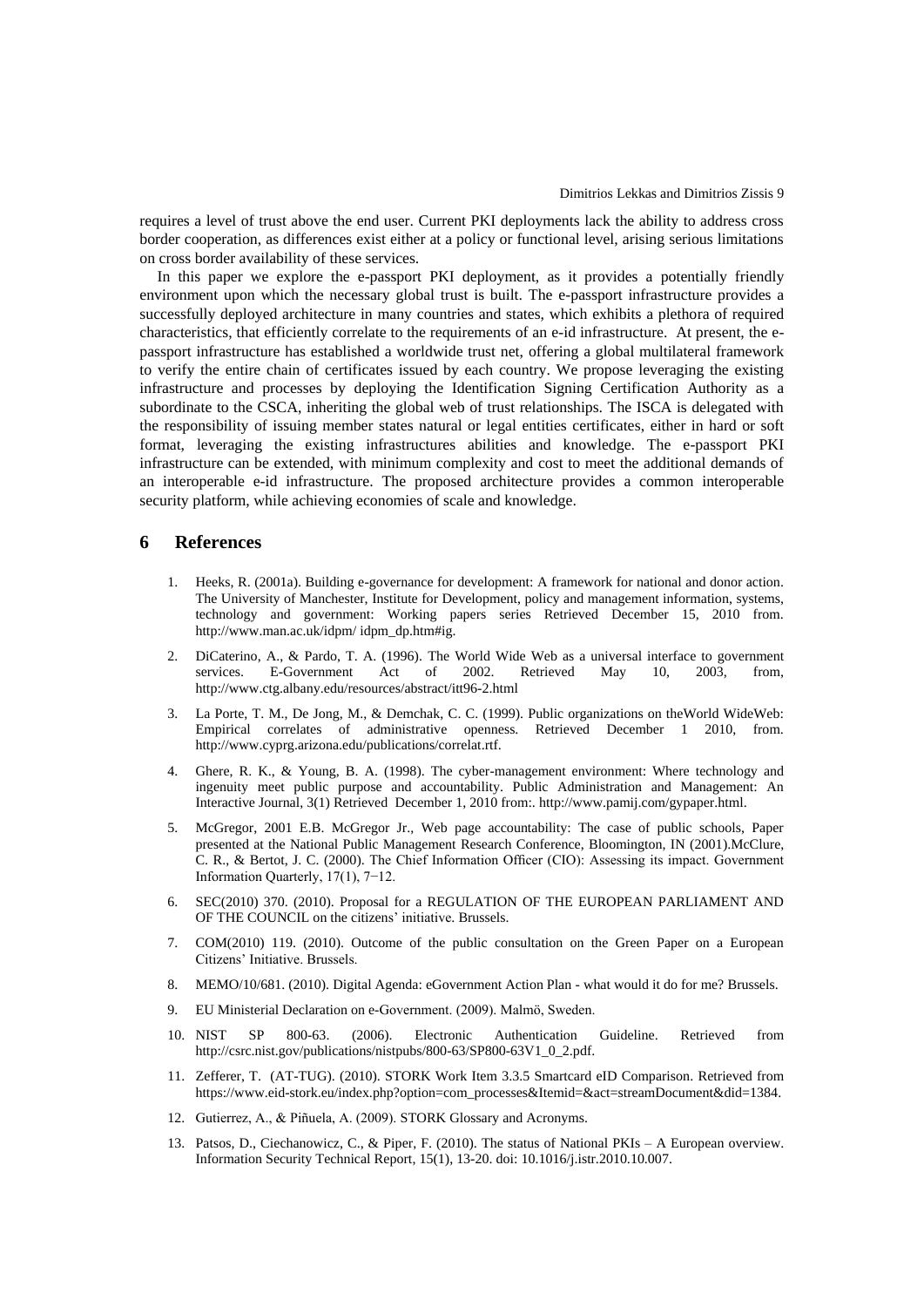requires a level of trust above the end user. Current PKI deployments lack the ability to address cross border cooperation, as differences exist either at a policy or functional level, arising serious limitations on cross border availability of these services.

In this paper we explore the e-passport PKI deployment, as it provides a potentially friendly environment upon which the necessary global trust is built. The e-passport infrastructure provides a successfully deployed architecture in many countries and states, which exhibits a plethora of required characteristics, that efficiently correlate to the requirements of an e-id infrastructure. At present, the e-passport infrastructure has established a worldwide trust net, offering a global multilateral framework to verify the entire chain of certificates issued by each country. We propose leveraging the existing infrastructure and processes by deploying the Identification Signing Certification Authority as a subordinate to the CSCA, inheriting the global web of trust relationships. The ISCA is delegated with the responsibility of issuing member states natural or legal entities certificates, either in hard or soft format, leveraging the existing infrastructures abilities and knowledge. The e-passport PKI infrastructure can be extended, with minimum complexity and cost to meet the additional demands of an interoperable e-id infrastructure. The proposed architecture provides a common interoperable security platform, while achieving economies of scale and knowledge.

## 6 References

1. Heeks, R. (2001a). Building e-governance for development: A framework for national and donor action. The University of Manchester, Institute for Development, policy and management information, systems, technology and government: Working papers series Retrieved December 15, 2010 from. http://www.man.ac.uk/idpm/ idpm_dp.htm#ig.

2. DiCaterino, A., & Pardo, T. A. (1996). The World Wide Web as a universal interface to government services. E-Government Act of 2002. Retrieved May 10, 2003, from, http://www.ctg.albany.edu/resources/abstract/itt96-2.html

3. La Porte, T. M., De Jong, M., & Demchak, C. C. (1999). Public organizations on theWorld WideWeb: Empirical correlates of administrative openness. Retrieved December 1 2010, from. http://www.cyprg.arizona.edu/publications/correlat.rtf.

4. Ghere, R. K., & Young, B. A. (1998). The cyber-management environment: Where technology and ingenuity meet public purpose and accountability. Public Administration and Management: An Interactive Journal, 3(1) Retrieved December 1, 2010 from:. http://www.pamij.com/gypaper.html.

5. McGregor, 2001 E.B. McGregor Jr., Web page accountability: The case of public schools, Paper presented at the National Public Management Research Conference, Bloomington, IN (2001).McClure, C. R., & Bertot, J. C. (2000). The Chief Information Officer (CIO): Assessing its impact. Government Information Quarterly, 17(1), 7−12.

6. SEC(2010) 370. (2010). Proposal for a REGULATION OF THE EUROPEAN PARLIAMENT AND OF THE COUNCIL on the citizens' initiative. Brussels.

7. COM(2010) 119. (2010). Outcome of the public consultation on the Green Paper on a European Citizens' Initiative. Brussels.

8. MEMO/10/681. (2010). Digital Agenda: eGovernment Action Plan - what would it do for me? Brussels.

9. EU Ministerial Declaration on e-Government. (2009). Malmö, Sweden.

10. NIST SP 800-63. (2006). Electronic Authentication Guideline. Retrieved from http://csrc.nist.gov/publications/nistpubs/800-63/SP800-63V1_0_2.pdf.

11. Zefferer, T. (AT-TUG). (2010). STORK Work Item 3.3.5 Smartcard eID Comparison. Retrieved from https://www.eid-stork.eu/index.php?option=com_processes&Itemid=&act=streamDocument&did=1384.

12. Gutierrez, A., & Piñuela, A. (2009). STORK Glossary and Acronyms.

13. Patsos, D., Ciechanowicz, C., & Piper, F. (2010). The status of National PKIs – A European overview. Information Security Technical Report, 15(1), 13-20. doi: 10.1016/j.istr.2010.10.007.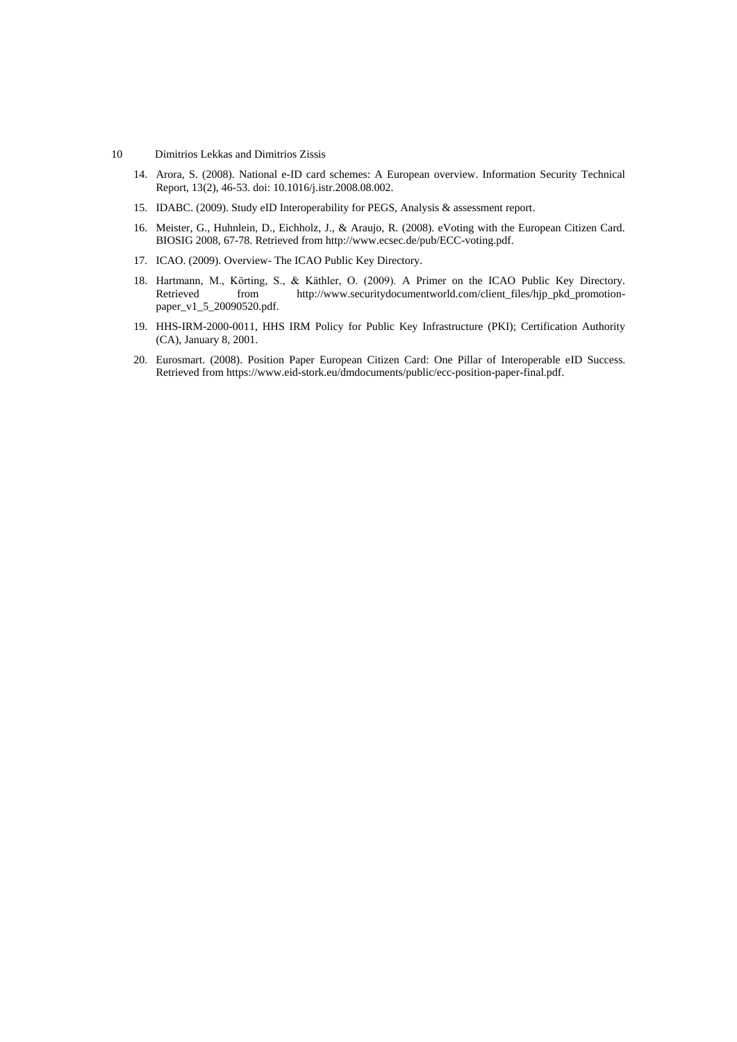14. Arora, S. (2008). National e-ID card schemes: A European overview. Information Security Technical Report, 13(2), 46-53. doi: 10.1016/j.istr.2008.08.002.

15. IDABC. (2009). Study eID Interoperability for PEGS, Analysis & assessment report.

16. Meister, G., Huhnlein, D., Eichholz, J., & Araujo, R. (2008). eVoting with the European Citizen Card. BIOSIG 2008, 67-78. Retrieved from http://www.ecsec.de/pub/ECC-voting.pdf.

17. ICAO. (2009). Overview- The ICAO Public Key Directory.

18. Hartmann, M., Körting, S., & Käthler, O. (2009). A Primer on the ICAO Public Key Directory. Retrieved from http://www.securitydocumentworld.com/client_files/hjp_pkd_promotion-paper_v1_5_20090520.pdf.

19. HHS-IRM-2000-0011, HHS IRM Policy for Public Key Infrastructure (PKI); Certification Authority (CA), January 8, 2001.

20. Eurosmart. (2008). Position Paper European Citizen Card: One Pillar of Interoperable eID Success. Retrieved from https://www.eid-stork.eu/dmdocuments/public/ecc-position-paper-final.pdf.